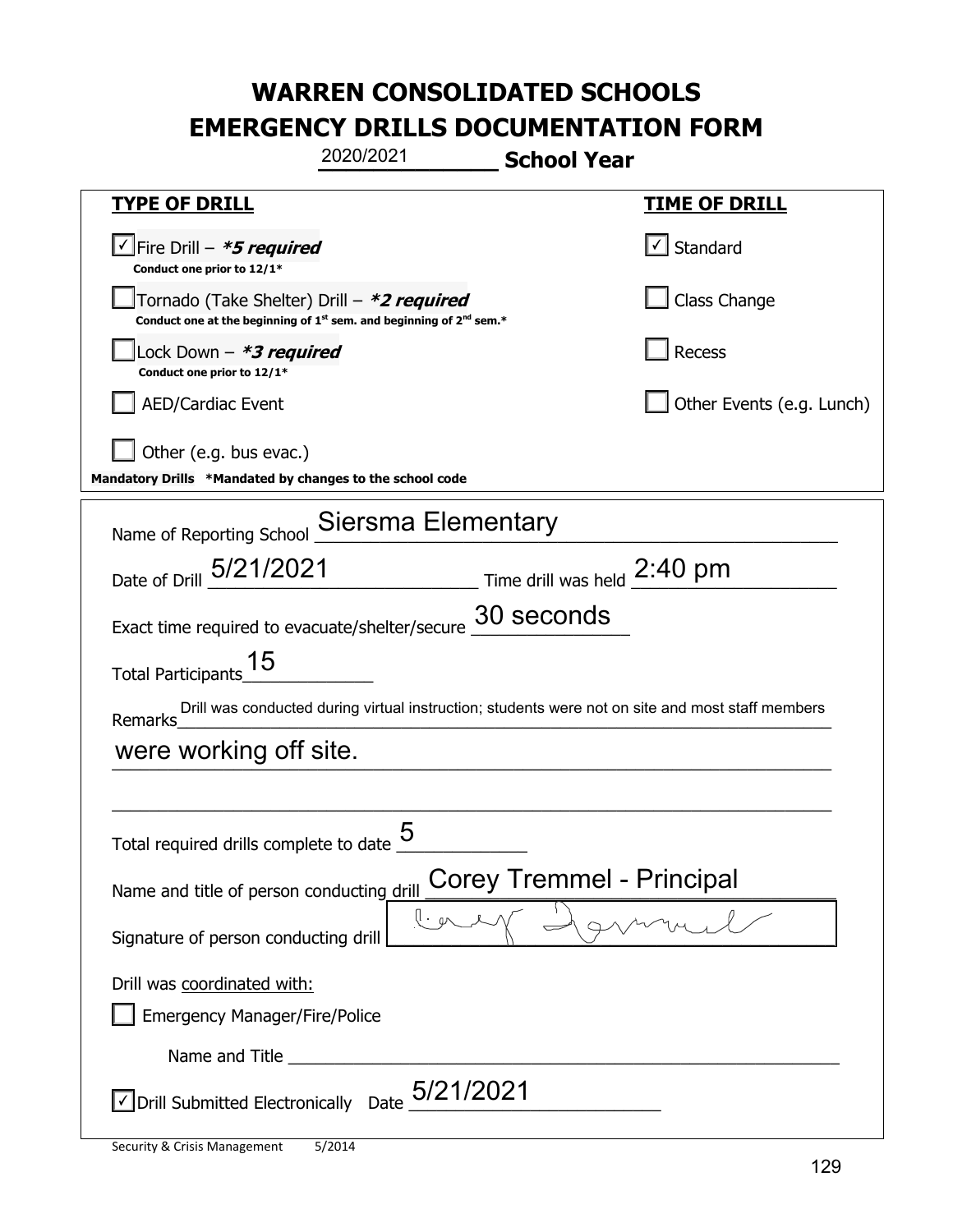# WARREN CONSOLIDATED SCHOOLS
# EMERGENCY DRILLS DOCUMENTATION FORM

2020/2021 **School Year**

| **TYPE OF DRILL** | **TIME OF DRILL** |
| --- | --- |
| ☑ Fire Drill – ***5 required*** **Conduct one prior to 12/1*** | ☑ Standard |
| ☐ Tornado (Take Shelter) Drill – ***2 required*** **Conduct one at the beginning of 1st sem. and beginning of 2nd sem.*** | ☐ Class Change |
| ☐ Lock Down – ***3 required*** **Conduct one prior to 12/1*** | ☐ Recess |
| ☐ AED/Cardiac Event | ☐ Other Events (e.g. Lunch) |
| ☐ Other (e.g. bus evac.) | |

**Mandatory Drills \*Mandated by changes to the school code**

Name of Reporting School: Siersma Elementary

Date of Drill: 5/21/2021 Time drill was held: 2:40 pm

Exact time required to evacuate/shelter/secure: 30 seconds

Total Participants: 15

Remarks: Drill was conducted during virtual instruction; students were not on site and most staff members were working off site.

Total required drills complete to date: 5

Name and title of person conducting drill: Corey Tremmel - Principal

Signature of person conducting drill: [signature]

Drill was coordinated with:

☐ Emergency Manager/Fire/Police

Name and Title: \_\_\_\_\_\_\_\_\_\_

☑ Drill Submitted Electronically Date: 5/21/2021

Security & Crisis Management 5/2014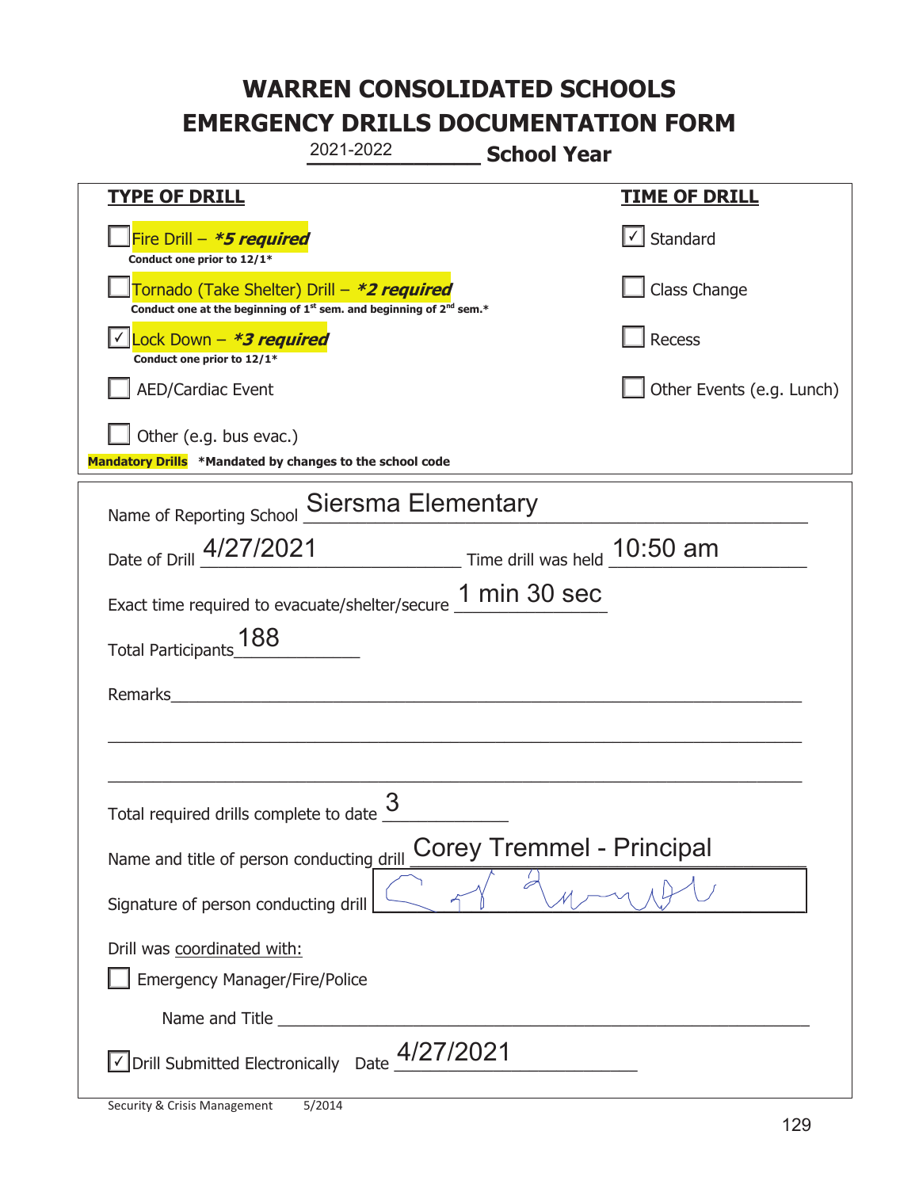# WARREN CONSOLIDATED SCHOOLS
# EMERGENCY DRILLS DOCUMENTATION FORM

2021-2022 **School Year**

| **TYPE OF DRILL** | **TIME OF DRILL** |
|---|---|
| ☐ Fire Drill – ***5 required*** Conduct one prior to 12/1* | ☑ Standard |
| ☐ Tornado (Take Shelter) Drill – ***2 required*** Conduct one at the beginning of 1st sem. and beginning of 2nd sem.* | ☐ Class Change |
| ☑ Lock Down – ***3 required*** Conduct one prior to 12/1* | ☐ Recess |
| ☐ AED/Cardiac Event | ☐ Other Events (e.g. Lunch) |
| ☐ Other (e.g. bus evac.) | |

**Mandatory Drills** ***Mandated by changes to the school code**

Name of Reporting School: Siersma Elementary

Date of Drill: 4/27/2021 Time drill was held: 10:50 am

Exact time required to evacuate/shelter/secure: 1 min 30 sec

Total Participants: 188

Remarks: ______________________________

Total required drills complete to date: 3

Name and title of person conducting drill: Corey Tremmel - Principal

Signature of person conducting drill: [signature]

Drill was coordinated with:

☐ Emergency Manager/Fire/Police

Name and Title ______________________________

☑ Drill Submitted Electronically Date: 4/27/2021

Security & Crisis Management 5/2014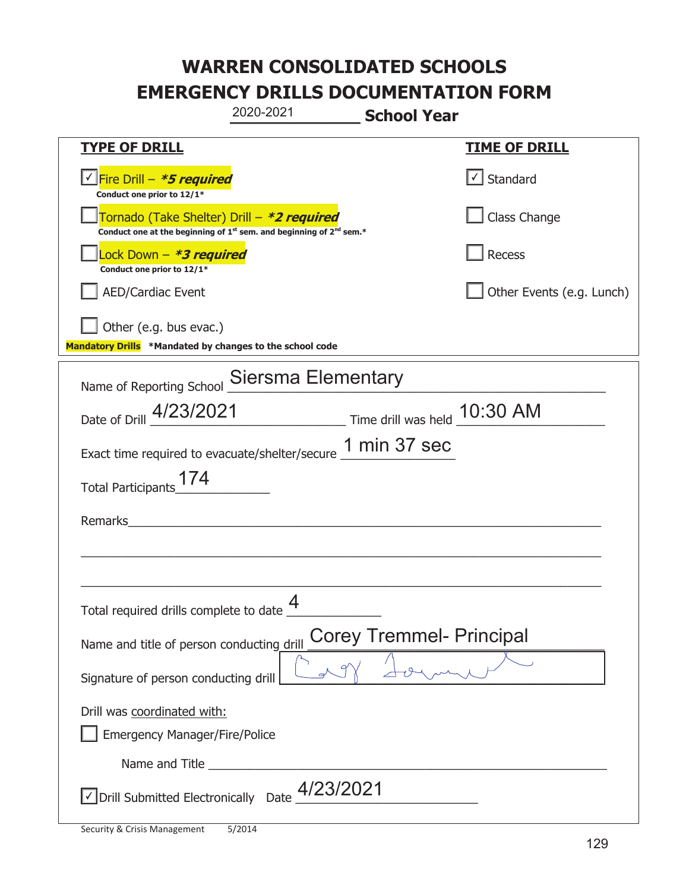# WARREN CONSOLIDATED SCHOOLS
# EMERGENCY DRILLS DOCUMENTATION FORM

2020-2021 **School Year**

| **TYPE OF DRILL** | **TIME OF DRILL** |
|---|---|
| ☑ Fire Drill – ***5 required*** Conduct one prior to 12/1* | ☑ Standard |
| ☐ Tornado (Take Shelter) Drill – ***2 required*** Conduct one at the beginning of 1st sem. and beginning of 2nd sem.* | ☐ Class Change |
| ☐ Lock Down – ***3 required*** Conduct one prior to 12/1* | ☐ Recess |
| ☐ AED/Cardiac Event | ☐ Other Events (e.g. Lunch) |
| ☐ Other (e.g. bus evac.) | |

**Mandatory Drills** **\*Mandated by changes to the school code**

Name of Reporting School: Siersma Elementary

Date of Drill: 4/23/2021 Time drill was held: 10:30 AM

Exact time required to evacuate/shelter/secure: 1 min 37 sec

Total Participants: 174

Remarks: ______________________________

Total required drills complete to date: 4

Name and title of person conducting drill: Corey Tremmel- Principal

Signature of person conducting drill: [signature]

Drill was coordinated with:

☐ Emergency Manager/Fire/Police

Name and Title ______________________________

☑ Drill Submitted Electronically Date: 4/23/2021

Security & Crisis Management 5/2014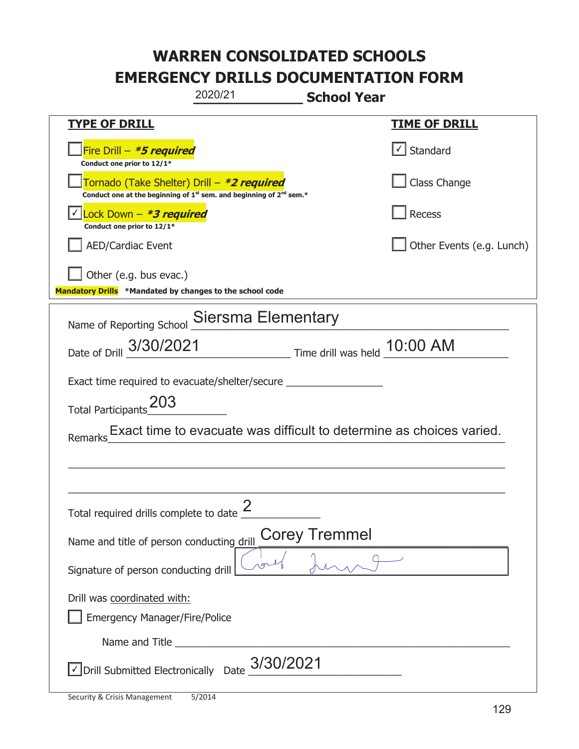# WARREN CONSOLIDATED SCHOOLS
# EMERGENCY DRILLS DOCUMENTATION FORM

2020/21 **School Year**

| **TYPE OF DRILL** | **TIME OF DRILL** |
|---|---|
| ☐ Fire Drill – ***5 required*** <br> **Conduct one prior to 12/1*** | ☑ Standard |
| ☐ Tornado (Take Shelter) Drill – ***2 required*** <br> **Conduct one at the beginning of 1st sem. and beginning of 2nd sem.*** | ☐ Class Change |
| ☑ Lock Down – ***3 required*** <br> **Conduct one prior to 12/1*** | ☐ Recess |
| ☐ AED/Cardiac Event | ☐ Other Events (e.g. Lunch) |
| ☐ Other (e.g. bus evac.) | |

**Mandatory Drills** ***Mandated by changes to the school code**

Name of Reporting School: Siersma Elementary

Date of Drill: 3/30/2021 Time drill was held: 10:00 AM

Exact time required to evacuate/shelter/secure: ____________

Total Participants: 203

Remarks: Exact time to evacuate was difficult to determine as choices varied.

Total required drills complete to date: 2

Name and title of person conducting drill: Corey Tremmel

Signature of person conducting drill: [signature]

Drill was coordinated with:

☐ Emergency Manager/Fire/Police

Name and Title ____________

☑ Drill Submitted Electronically Date: 3/30/2021

Security & Crisis Management 5/2014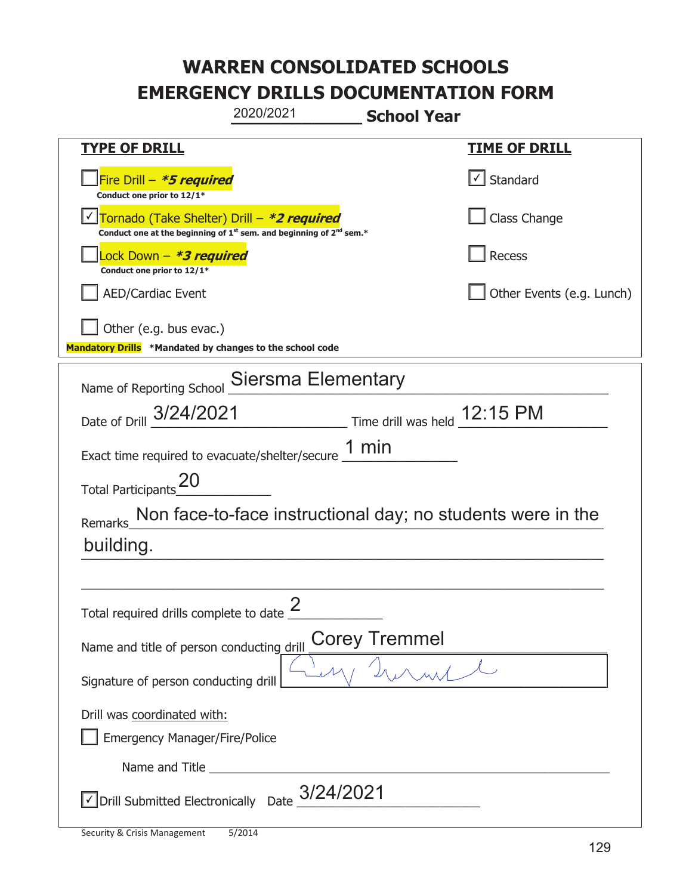# WARREN CONSOLIDATED SCHOOLS

# EMERGENCY DRILLS DOCUMENTATION FORM

2020/2021 **School Year**

| **TYPE OF DRILL** | **TIME OF DRILL** |
|---|---|
| ☐ Fire Drill – ***5 required*** <br> **Conduct one prior to 12/1*** | ☑ Standard |
| ☑ Tornado (Take Shelter) Drill – ***2 required*** <br> **Conduct one at the beginning of 1st sem. and beginning of 2nd sem.*** | ☐ Class Change |
| ☐ Lock Down – ***3 required*** <br> **Conduct one prior to 12/1*** | ☐ Recess |
| ☐ AED/Cardiac Event | ☐ Other Events (e.g. Lunch) |
| ☐ Other (e.g. bus evac.) | |

**Mandatory Drills** ***Mandated by changes to the school code**

Name of Reporting School: Siersma Elementary

Date of Drill: 3/24/2021 Time drill was held: 12:15 PM

Exact time required to evacuate/shelter/secure: 1 min

Total Participants: 20

Remarks: Non face-to-face instructional day; no students were in the building.

Total required drills complete to date: 2

Name and title of person conducting drill: Corey Tremmel

Signature of person conducting drill: [signature]

Drill was coordinated with:

☐ Emergency Manager/Fire/Police

Name and Title: ___

☑ Drill Submitted Electronically Date: 3/24/2021

Security & Crisis Management 5/2014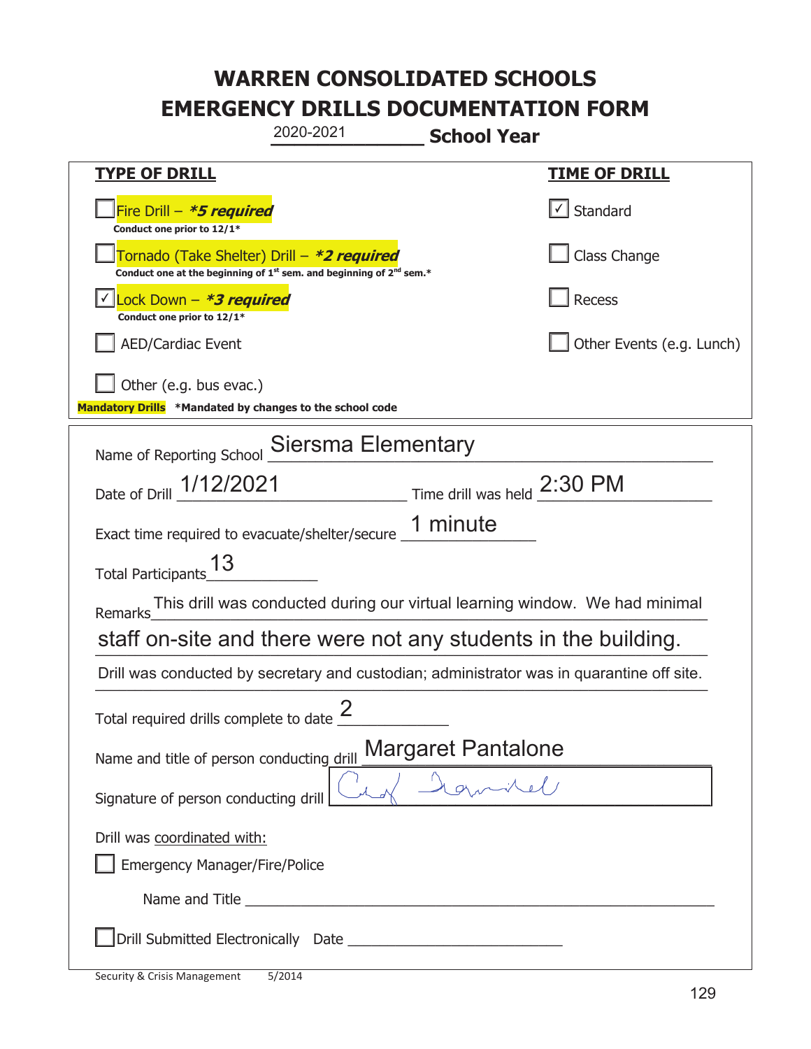# WARREN CONSOLIDATED SCHOOLS
# EMERGENCY DRILLS DOCUMENTATION FORM

2020-2021 **School Year**

| **TYPE OF DRILL** | **TIME OF DRILL** |
|---|---|
| ☐ Fire Drill – ***5 required*** <br> **Conduct one prior to 12/1*** | ☑ Standard |
| ☐ Tornado (Take Shelter) Drill – ***2 required*** <br> **Conduct one at the beginning of 1st sem. and beginning of 2nd sem.*** | ☐ Class Change |
| ☑ Lock Down – ***3 required*** <br> **Conduct one prior to 12/1*** | ☐ Recess |
| ☐ AED/Cardiac Event | ☐ Other Events (e.g. Lunch) |
| ☐ Other (e.g. bus evac.) | |

**Mandatory Drills** ***Mandated by changes to the school code**

Name of Reporting School: Siersma Elementary

Date of Drill: 1/12/2021 Time drill was held: 2:30 PM

Exact time required to evacuate/shelter/secure: 1 minute

Total Participants: 13

Remarks: This drill was conducted during our virtual learning window. We had minimal staff on-site and there were not any students in the building. Drill was conducted by secretary and custodian; administrator was in quarantine off site.

Total required drills complete to date: 2

Name and title of person conducting drill: Margaret Pantalone

Signature of person conducting drill: [signature]

Drill was coordinated with:

☐ Emergency Manager/Fire/Police

Name and Title ______________________

☐ Drill Submitted Electronically Date ______________________

Security & Crisis Management 5/2014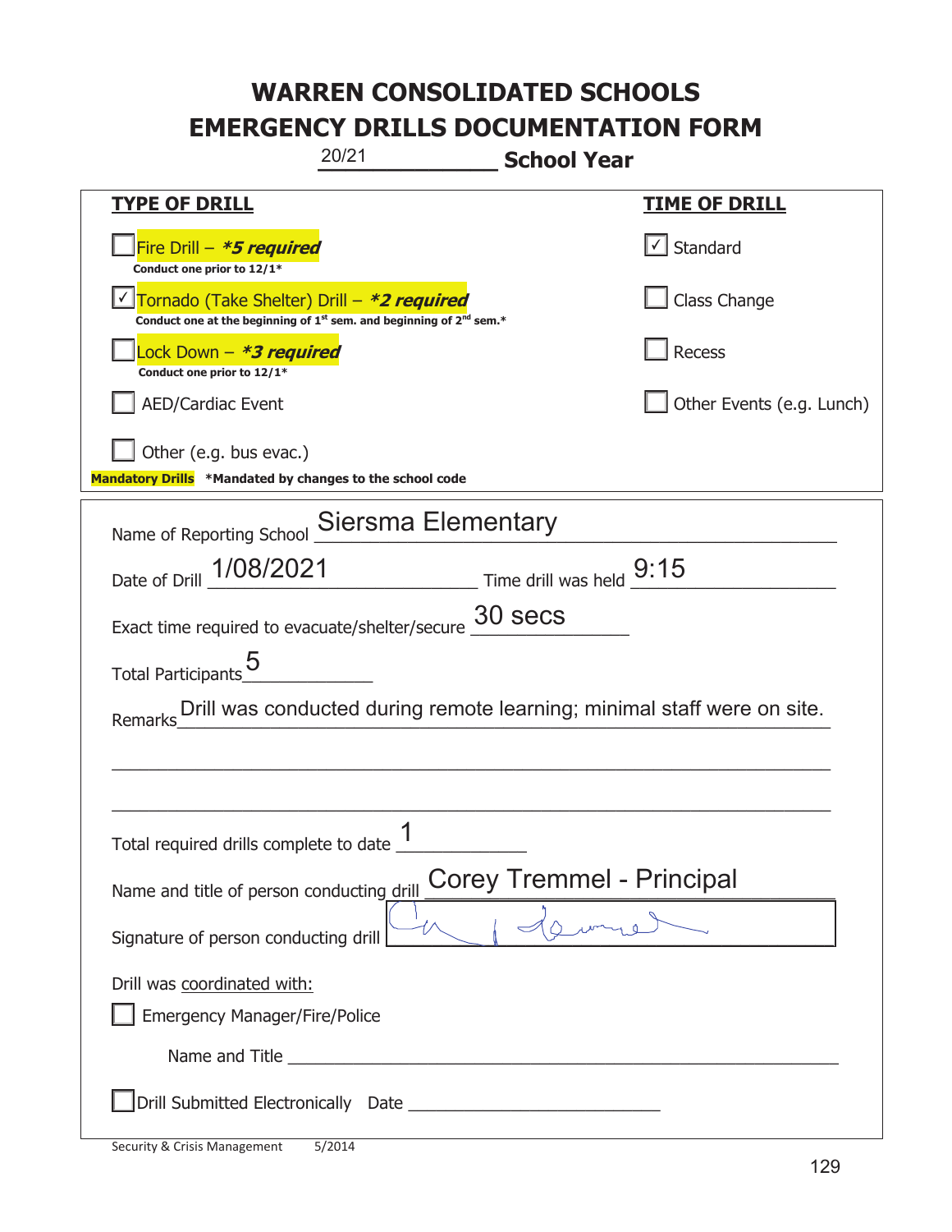# WARREN CONSOLIDATED SCHOOLS
# EMERGENCY DRILLS DOCUMENTATION FORM

20/21 **School Year**

| **TYPE OF DRILL** | **TIME OF DRILL** |
|---|---|
| ☐ Fire Drill – ***5 required** <br> **Conduct one prior to 12/1*** | ☑ Standard |
| ☑ Tornado (Take Shelter) Drill – ***2 required** <br> **Conduct one at the beginning of 1st sem. and beginning of 2nd sem.*** | ☐ Class Change |
| ☐ Lock Down – ***3 required** <br> **Conduct one prior to 12/1*** | ☐ Recess |
| ☐ AED/Cardiac Event | ☐ Other Events (e.g. Lunch) |
| ☐ Other (e.g. bus evac.) | |

**Mandatory Drills** ***Mandated by changes to the school code**

Name of Reporting School: Siersma Elementary

Date of Drill: 1/08/2021 Time drill was held: 9:15

Exact time required to evacuate/shelter/secure: 30 secs

Total Participants: 5

Remarks: Drill was conducted during remote learning; minimal staff were on site.

Total required drills complete to date: 1

Name and title of person conducting drill: Corey Tremmel - Principal

Signature of person conducting drill: [signature]

Drill was coordinated with:

☐ Emergency Manager/Fire/Police

Name and Title ______________________

☐ Drill Submitted Electronically Date ______________________

Security & Crisis Management 5/2014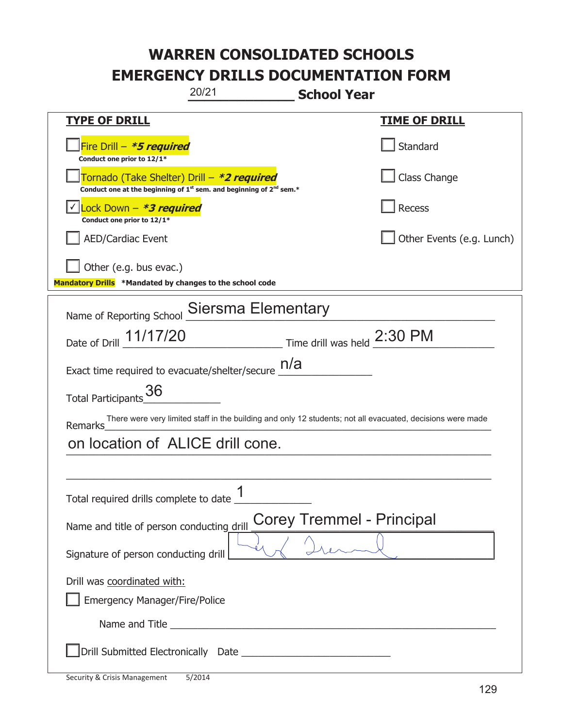# WARREN CONSOLIDATED SCHOOLS
# EMERGENCY DRILLS DOCUMENTATION FORM

20/21 **School Year**

| **TYPE OF DRILL** | **TIME OF DRILL** |
|---|---|
| ☐ Fire Drill – ***5 required*** <br> **Conduct one prior to 12/1*** | ☐ Standard |
| ☐ Tornado (Take Shelter) Drill – ***2 required*** <br> **Conduct one at the beginning of 1st sem. and beginning of 2nd sem.*** | ☐ Class Change |
| ☑ Lock Down – ***3 required*** <br> **Conduct one prior to 12/1*** | ☐ Recess |
| ☐ AED/Cardiac Event | ☐ Other Events (e.g. Lunch) |
| ☐ Other (e.g. bus evac.) | |

**Mandatory Drills** **\*Mandated by changes to the school code**

Name of Reporting School: Siersma Elementary

Date of Drill: 11/17/20 Time drill was held: 2:30 PM

Exact time required to evacuate/shelter/secure: n/a

Total Participants: 36

Remarks: There were very limited staff in the building and only 12 students; not all evacuated, decisions were made on location of ALICE drill cone.

Total required drills complete to date: 1

Name and title of person conducting drill: Corey Tremmel - Principal

Signature of person conducting drill: [signature]

Drill was coordinated with:

☐ Emergency Manager/Fire/Police

Name and Title ______________________

☐ Drill Submitted Electronically Date ______________________

Security & Crisis Management 5/2014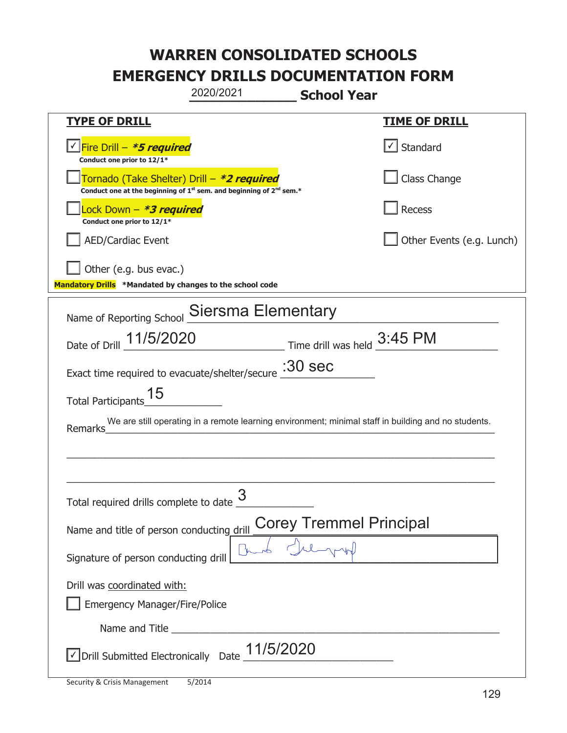# WARREN CONSOLIDATED SCHOOLS
# EMERGENCY DRILLS DOCUMENTATION FORM

2020/2021 **School Year**

| **TYPE OF DRILL** | **TIME OF DRILL** |
|---|---|
| ☑ Fire Drill – ***5 required*** <br> **Conduct one prior to 12/1*** | ☑ Standard |
| ☐ Tornado (Take Shelter) Drill – ***2 required*** <br> **Conduct one at the beginning of 1st sem. and beginning of 2nd sem.*** | ☐ Class Change |
| ☐ Lock Down – ***3 required*** <br> **Conduct one prior to 12/1*** | ☐ Recess |
| ☐ AED/Cardiac Event | ☐ Other Events (e.g. Lunch) |
| ☐ Other (e.g. bus evac.) | |

**Mandatory Drills** **\*Mandated by changes to the school code**

Name of Reporting School: Siersma Elementary

Date of Drill: 11/5/2020 Time drill was held: 3:45 PM

Exact time required to evacuate/shelter/secure: :30 sec

Total Participants: 15

Remarks: We are still operating in a remote learning environment; minimal staff in building and no students.

Total required drills complete to date: 3

Name and title of person conducting drill: Corey Tremmel Principal

Signature of person conducting drill: [signature]

Drill was coordinated with:

☐ Emergency Manager/Fire/Police

Name and Title: \_\_\_\_\_\_\_\_\_\_\_\_\_\_\_\_\_\_\_\_

☑ Drill Submitted Electronically Date: 11/5/2020

Security & Crisis Management 5/2014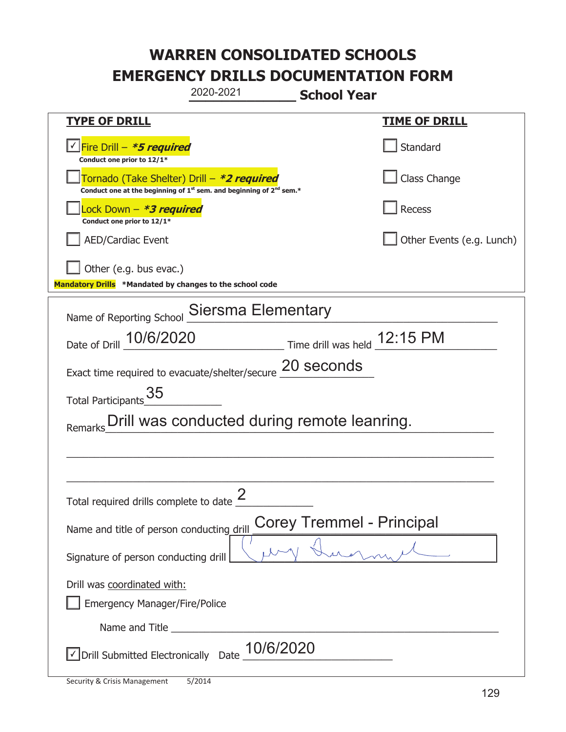# WARREN CONSOLIDATED SCHOOLS
# EMERGENCY DRILLS DOCUMENTATION FORM

2020-2021 **School Year**

| **TYPE OF DRILL** | **TIME OF DRILL** |
|---|---|
| ☑ Fire Drill – ***5 required*** <br> **Conduct one prior to 12/1*** | ☐ Standard |
| ☐ Tornado (Take Shelter) Drill – ***2 required*** <br> **Conduct one at the beginning of 1st sem. and beginning of 2nd sem.*** | ☐ Class Change |
| ☐ Lock Down – ***3 required*** <br> **Conduct one prior to 12/1*** | ☐ Recess |
| ☐ AED/Cardiac Event | ☐ Other Events (e.g. Lunch) |
| ☐ Other (e.g. bus evac.) | |

**Mandatory Drills** **\*Mandated by changes to the school code**

Name of Reporting School: Siersma Elementary

Date of Drill: 10/6/2020    Time drill was held: 12:15 PM

Exact time required to evacuate/shelter/secure: 20 seconds

Total Participants: 35

Remarks: Drill was conducted during remote leanring.

Total required drills complete to date: 2

Name and title of person conducting drill: Corey Tremmel - Principal

Signature of person conducting drill: [signature]

Drill was coordinated with:

☐ Emergency Manager/Fire/Police

Name and Title: ____________________

☑ Drill Submitted Electronically    Date: 10/6/2020

Security & Crisis Management    5/2014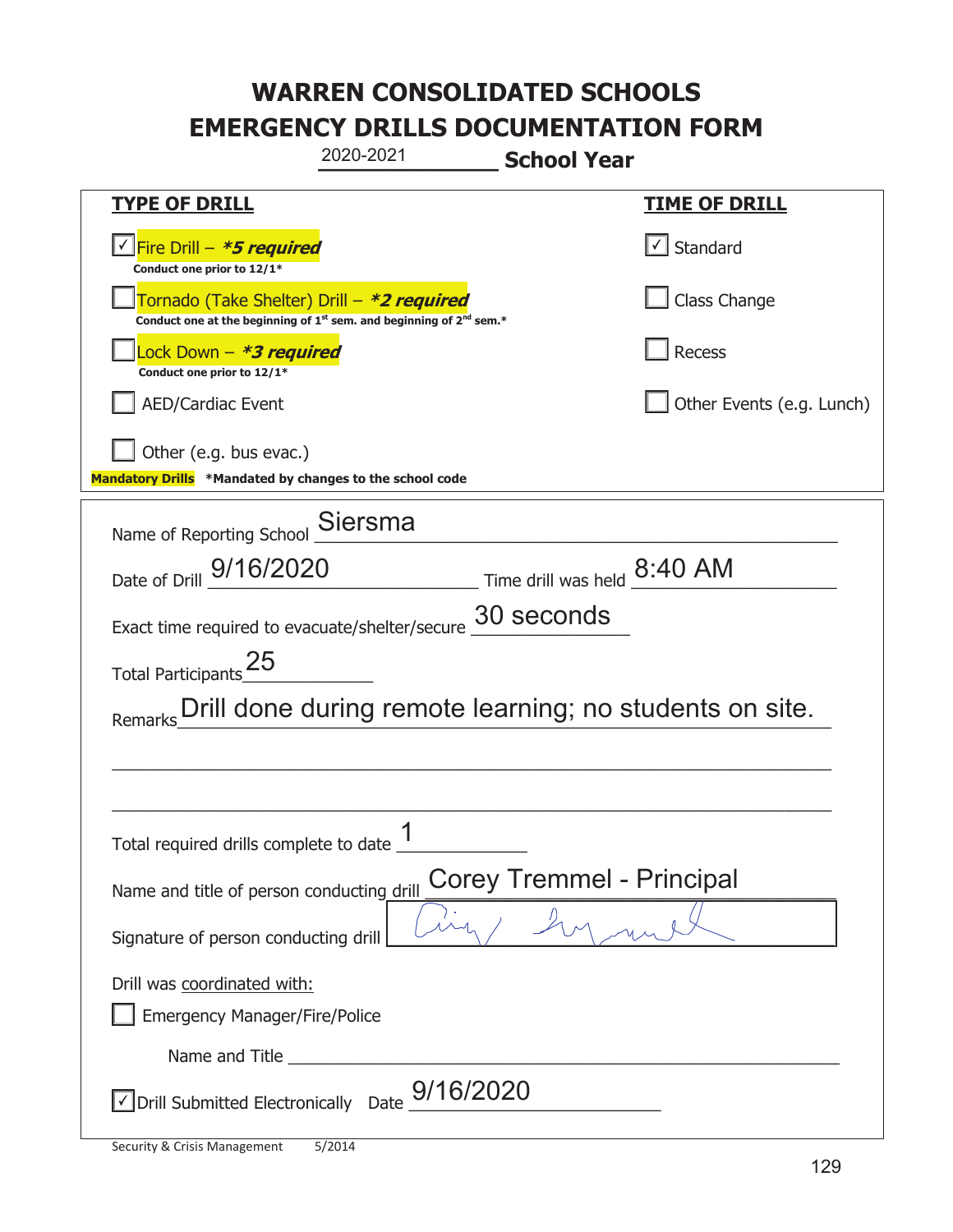# WARREN CONSOLIDATED SCHOOLS
# EMERGENCY DRILLS DOCUMENTATION FORM

2020-2021 **School Year**

| **TYPE OF DRILL** | **TIME OF DRILL** |
|---|---|
| ☑ Fire Drill – ***5 required*** <br> **Conduct one prior to 12/1*** | ☑ Standard |
| ☐ Tornado (Take Shelter) Drill – ***2 required*** <br> **Conduct one at the beginning of 1st sem. and beginning of 2nd sem.*** | ☐ Class Change |
| ☐ Lock Down – ***3 required*** <br> **Conduct one prior to 12/1*** | ☐ Recess |
| ☐ AED/Cardiac Event | ☐ Other Events (e.g. Lunch) |
| ☐ Other (e.g. bus evac.) | |

**Mandatory Drills** **\*Mandated by changes to the school code**

Name of Reporting School: Siersma

Date of Drill: 9/16/2020 Time drill was held: 8:40 AM

Exact time required to evacuate/shelter/secure: 30 seconds

Total Participants: 25

Remarks: Drill done during remote learning; no students on site.

Total required drills complete to date: 1

Name and title of person conducting drill: Corey Tremmel - Principal

Signature of person conducting drill: [signature]

Drill was coordinated with:

☐ Emergency Manager/Fire/Police

Name and Title ______________________

☑ Drill Submitted Electronically Date: 9/16/2020

Security & Crisis Management 5/2014